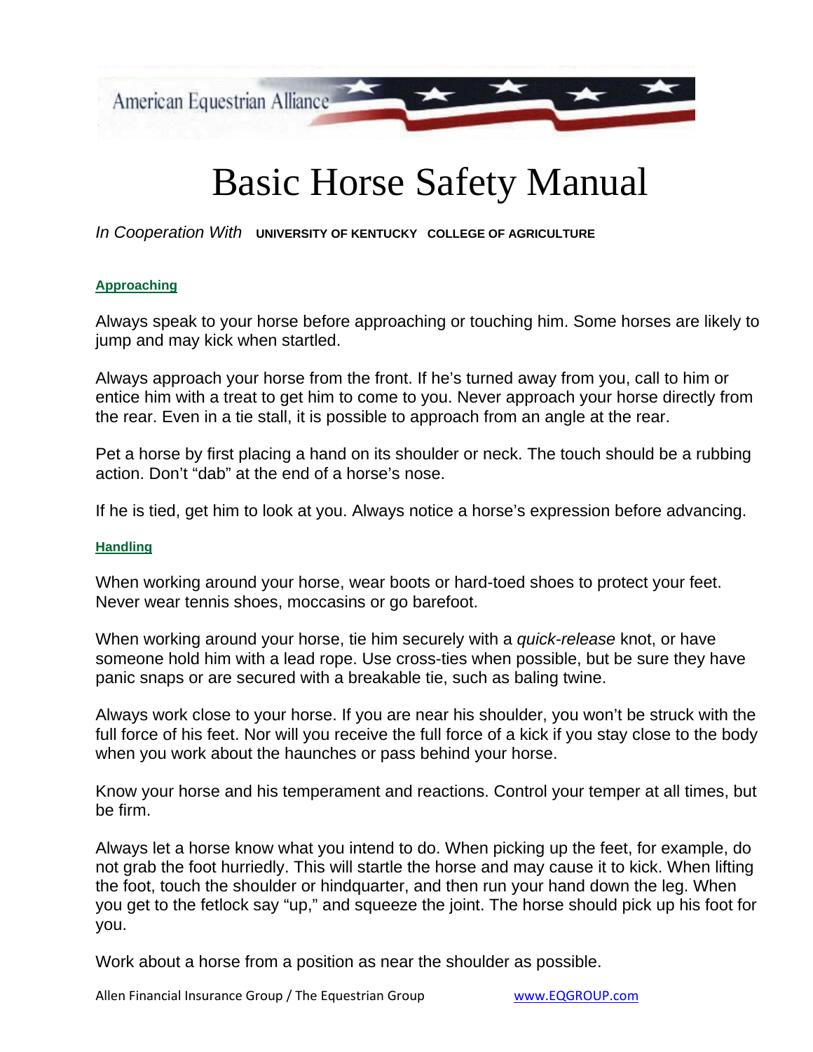American Equestrian Alliance

# Basic Horse Safety Manual

*In Cooperation With* **UNIVERSITY OF KENTUCKY COLLEGE OF AGRICULTURE**

## Approaching

Always speak to your horse before approaching or touching him. Some horses are likely to jump and may kick when startled.

Always approach your horse from the front. If he's turned away from you, call to him or entice him with a treat to get him to come to you. Never approach your horse directly from the rear. Even in a tie stall, it is possible to approach from an angle at the rear.

Pet a horse by first placing a hand on its shoulder or neck. The touch should be a rubbing action. Don't "dab" at the end of a horse's nose.

If he is tied, get him to look at you. Always notice a horse's expression before advancing.

## Handling

When working around your horse, wear boots or hard-toed shoes to protect your feet. Never wear tennis shoes, moccasins or go barefoot.

When working around your horse, tie him securely with a *quick-release* knot, or have someone hold him with a lead rope. Use cross-ties when possible, but be sure they have panic snaps or are secured with a breakable tie, such as baling twine.

Always work close to your horse. If you are near his shoulder, you won't be struck with the full force of his feet. Nor will you receive the full force of a kick if you stay close to the body when you work about the haunches or pass behind your horse.

Know your horse and his temperament and reactions. Control your temper at all times, but be firm.

Always let a horse know what you intend to do. When picking up the feet, for example, do not grab the foot hurriedly. This will startle the horse and may cause it to kick. When lifting the foot, touch the shoulder or hindquarter, and then run your hand down the leg. When you get to the fetlock say "up," and squeeze the joint. The horse should pick up his foot for you.

Work about a horse from a position as near the shoulder as possible.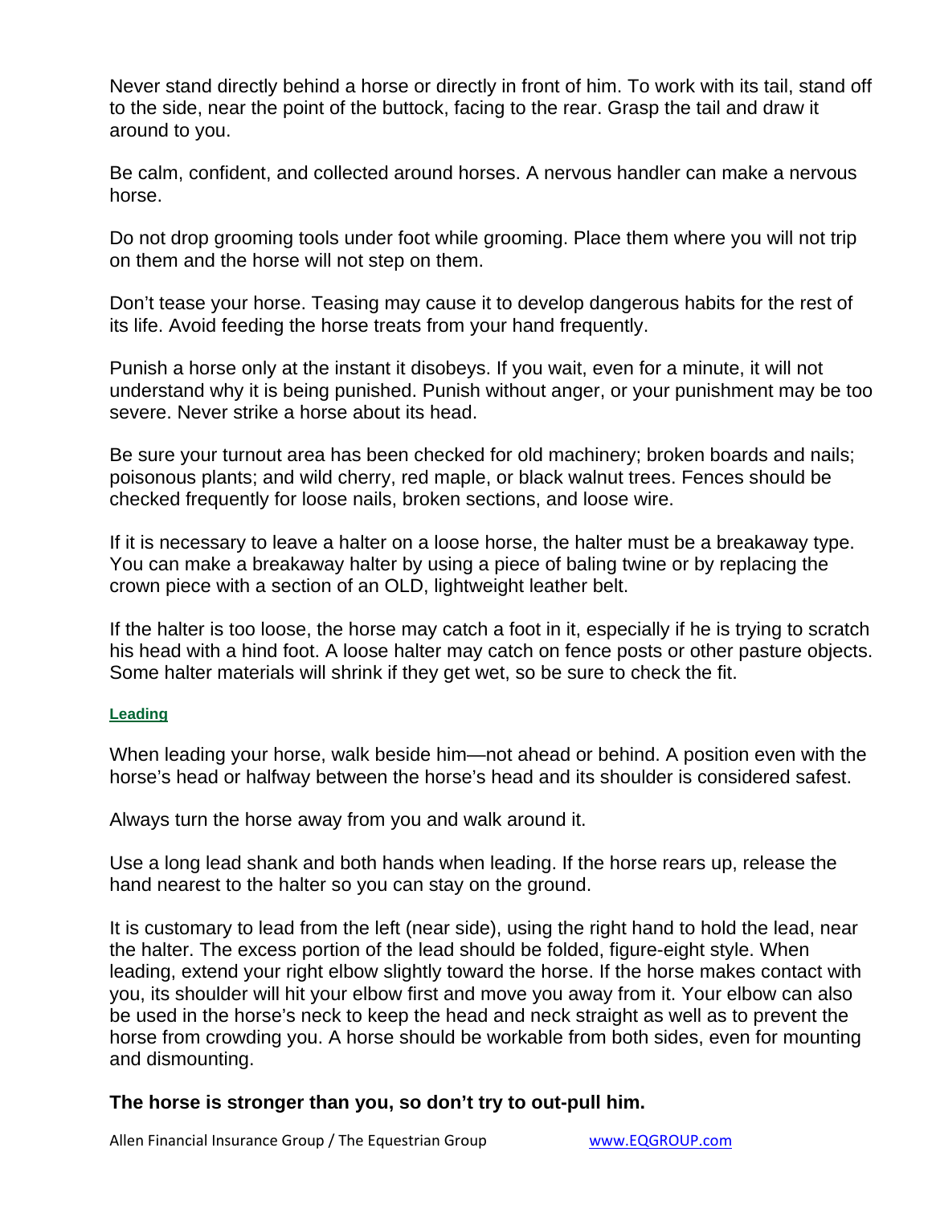Never stand directly behind a horse or directly in front of him. To work with its tail, stand off to the side, near the point of the buttock, facing to the rear. Grasp the tail and draw it around to you.

Be calm, confident, and collected around horses. A nervous handler can make a nervous horse.

Do not drop grooming tools under foot while grooming. Place them where you will not trip on them and the horse will not step on them.

Don't tease your horse. Teasing may cause it to develop dangerous habits for the rest of its life. Avoid feeding the horse treats from your hand frequently.

Punish a horse only at the instant it disobeys. If you wait, even for a minute, it will not understand why it is being punished. Punish without anger, or your punishment may be too severe. Never strike a horse about its head.

Be sure your turnout area has been checked for old machinery; broken boards and nails; poisonous plants; and wild cherry, red maple, or black walnut trees. Fences should be checked frequently for loose nails, broken sections, and loose wire.

If it is necessary to leave a halter on a loose horse, the halter must be a breakaway type. You can make a breakaway halter by using a piece of baling twine or by replacing the crown piece with a section of an OLD, lightweight leather belt.

If the halter is too loose, the horse may catch a foot in it, especially if he is trying to scratch his head with a hind foot. A loose halter may catch on fence posts or other pasture objects. Some halter materials will shrink if they get wet, so be sure to check the fit.

#### Leading

When leading your horse, walk beside him—not ahead or behind. A position even with the horse's head or halfway between the horse's head and its shoulder is considered safest.

Always turn the horse away from you and walk around it.

Use a long lead shank and both hands when leading. If the horse rears up, release the hand nearest to the halter so you can stay on the ground.

It is customary to lead from the left (near side), using the right hand to hold the lead, near the halter. The excess portion of the lead should be folded, figure-eight style. When leading, extend your right elbow slightly toward the horse. If the horse makes contact with you, its shoulder will hit your elbow first and move you away from it. Your elbow can also be used in the horse's neck to keep the head and neck straight as well as to prevent the horse from crowding you. A horse should be workable from both sides, even for mounting and dismounting.

**The horse is stronger than you, so don't try to out-pull him.**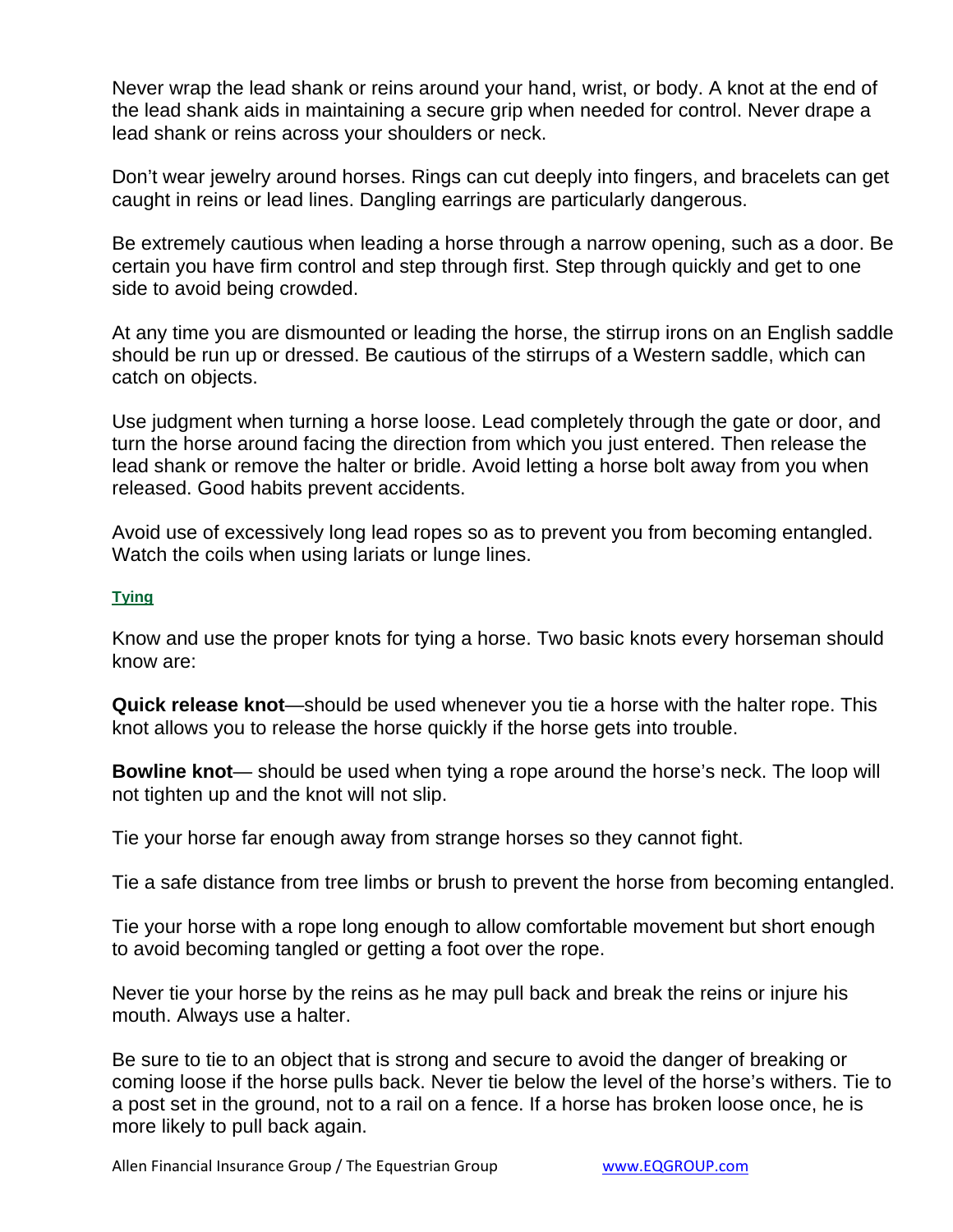Never wrap the lead shank or reins around your hand, wrist, or body. A knot at the end of the lead shank aids in maintaining a secure grip when needed for control. Never drape a lead shank or reins across your shoulders or neck.

Don't wear jewelry around horses. Rings can cut deeply into fingers, and bracelets can get caught in reins or lead lines. Dangling earrings are particularly dangerous.

Be extremely cautious when leading a horse through a narrow opening, such as a door. Be certain you have firm control and step through first. Step through quickly and get to one side to avoid being crowded.

At any time you are dismounted or leading the horse, the stirrup irons on an English saddle should be run up or dressed. Be cautious of the stirrups of a Western saddle, which can catch on objects.

Use judgment when turning a horse loose. Lead completely through the gate or door, and turn the horse around facing the direction from which you just entered. Then release the lead shank or remove the halter or bridle. Avoid letting a horse bolt away from you when released. Good habits prevent accidents.

Avoid use of excessively long lead ropes so as to prevent you from becoming entangled. Watch the coils when using lariats or lunge lines.

## Tying

Know and use the proper knots for tying a horse. Two basic knots every horseman should know are:

**Quick release knot**—should be used whenever you tie a horse with the halter rope. This knot allows you to release the horse quickly if the horse gets into trouble.

**Bowline knot**— should be used when tying a rope around the horse's neck. The loop will not tighten up and the knot will not slip.

Tie your horse far enough away from strange horses so they cannot fight.

Tie a safe distance from tree limbs or brush to prevent the horse from becoming entangled.

Tie your horse with a rope long enough to allow comfortable movement but short enough to avoid becoming tangled or getting a foot over the rope.

Never tie your horse by the reins as he may pull back and break the reins or injure his mouth. Always use a halter.

Be sure to tie to an object that is strong and secure to avoid the danger of breaking or coming loose if the horse pulls back. Never tie below the level of the horse's withers. Tie to a post set in the ground, not to a rail on a fence. If a horse has broken loose once, he is more likely to pull back again.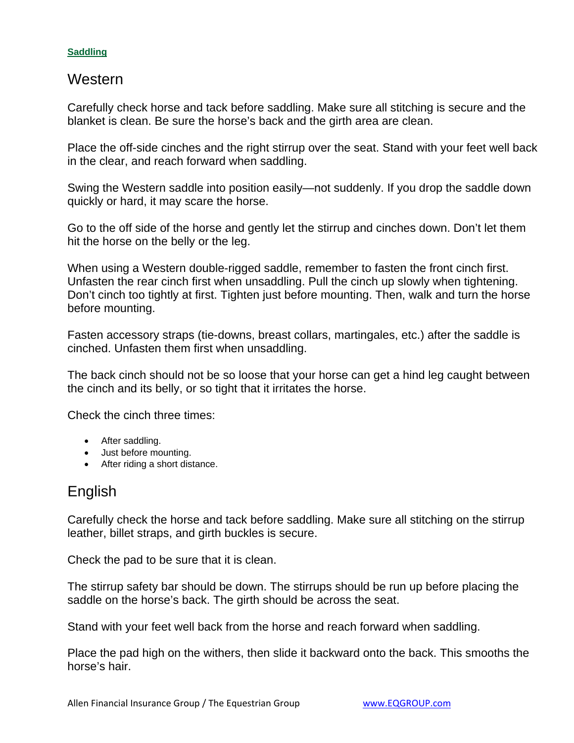**Saddling**

## Western

Carefully check horse and tack before saddling. Make sure all stitching is secure and the blanket is clean. Be sure the horse's back and the girth area are clean.

Place the off-side cinches and the right stirrup over the seat. Stand with your feet well back in the clear, and reach forward when saddling.

Swing the Western saddle into position easily—not suddenly. If you drop the saddle down quickly or hard, it may scare the horse.

Go to the off side of the horse and gently let the stirrup and cinches down. Don't let them hit the horse on the belly or the leg.

When using a Western double-rigged saddle, remember to fasten the front cinch first. Unfasten the rear cinch first when unsaddling. Pull the cinch up slowly when tightening. Don't cinch too tightly at first. Tighten just before mounting. Then, walk and turn the horse before mounting.

Fasten accessory straps (tie-downs, breast collars, martingales, etc.) after the saddle is cinched. Unfasten them first when unsaddling.

The back cinch should not be so loose that your horse can get a hind leg caught between the cinch and its belly, or so tight that it irritates the horse.

Check the cinch three times:

- After saddling.
- Just before mounting.
- After riding a short distance.

## English

Carefully check the horse and tack before saddling. Make sure all stitching on the stirrup leather, billet straps, and girth buckles is secure.

Check the pad to be sure that it is clean.

The stirrup safety bar should be down. The stirrups should be run up before placing the saddle on the horse's back. The girth should be across the seat.

Stand with your feet well back from the horse and reach forward when saddling.

Place the pad high on the withers, then slide it backward onto the back. This smooths the horse's hair.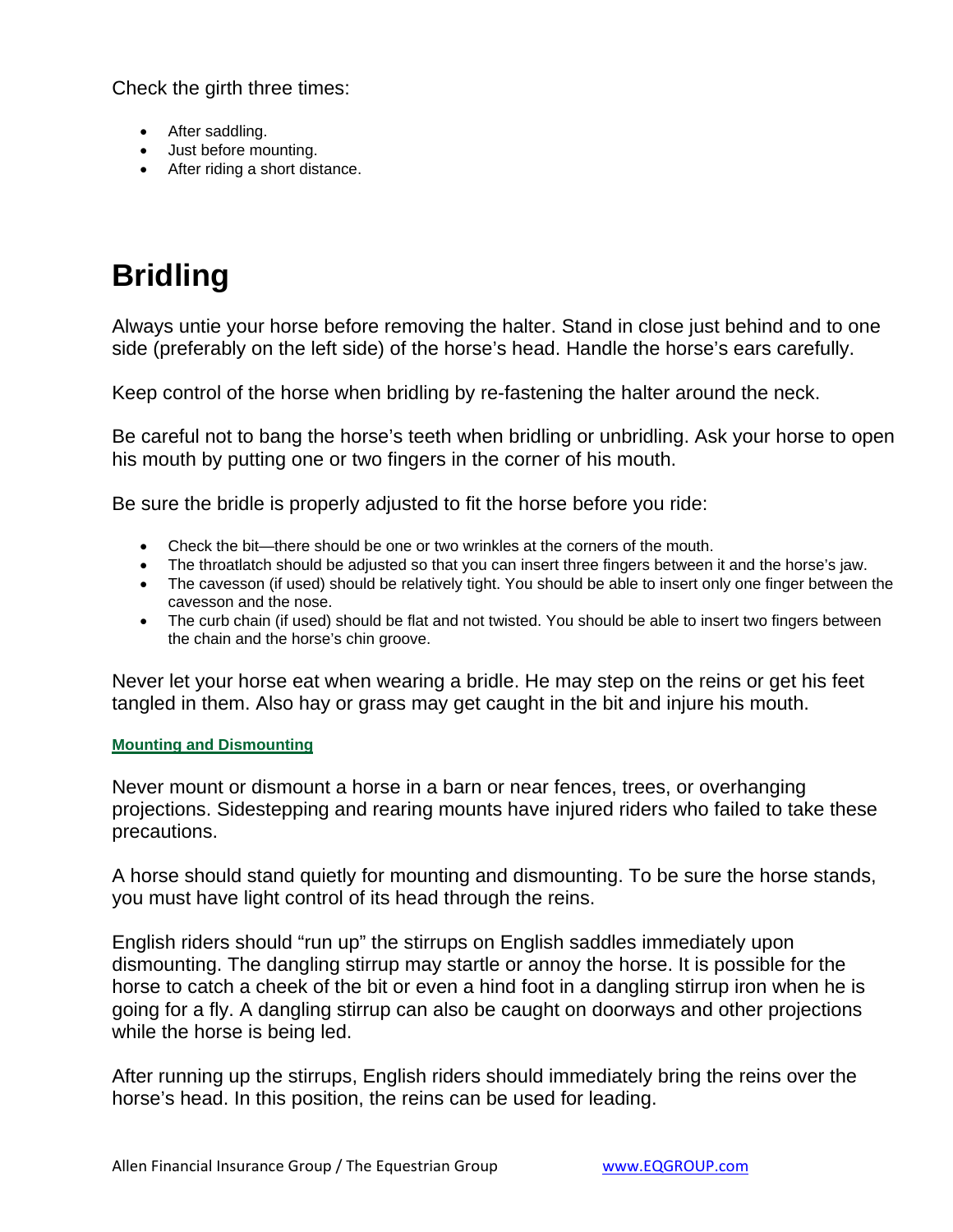Check the girth three times:

- After saddling.
- Just before mounting.
- After riding a short distance.

# Bridling

Always untie your horse before removing the halter. Stand in close just behind and to one side (preferably on the left side) of the horse's head. Handle the horse's ears carefully.

Keep control of the horse when bridling by re-fastening the halter around the neck.

Be careful not to bang the horse's teeth when bridling or unbridling. Ask your horse to open his mouth by putting one or two fingers in the corner of his mouth.

Be sure the bridle is properly adjusted to fit the horse before you ride:

- Check the bit—there should be one or two wrinkles at the corners of the mouth.
- The throatlatch should be adjusted so that you can insert three fingers between it and the horse's jaw.
- The cavesson (if used) should be relatively tight. You should be able to insert only one finger between the cavesson and the nose.
- The curb chain (if used) should be flat and not twisted. You should be able to insert two fingers between the chain and the horse's chin groove.

Never let your horse eat when wearing a bridle. He may step on the reins or get his feet tangled in them. Also hay or grass may get caught in the bit and injure his mouth.

#### Mounting and Dismounting

Never mount or dismount a horse in a barn or near fences, trees, or overhanging projections. Sidestepping and rearing mounts have injured riders who failed to take these precautions.

A horse should stand quietly for mounting and dismounting. To be sure the horse stands, you must have light control of its head through the reins.

English riders should "run up" the stirrups on English saddles immediately upon dismounting. The dangling stirrup may startle or annoy the horse. It is possible for the horse to catch a cheek of the bit or even a hind foot in a dangling stirrup iron when he is going for a fly. A dangling stirrup can also be caught on doorways and other projections while the horse is being led.

After running up the stirrups, English riders should immediately bring the reins over the horse's head. In this position, the reins can be used for leading.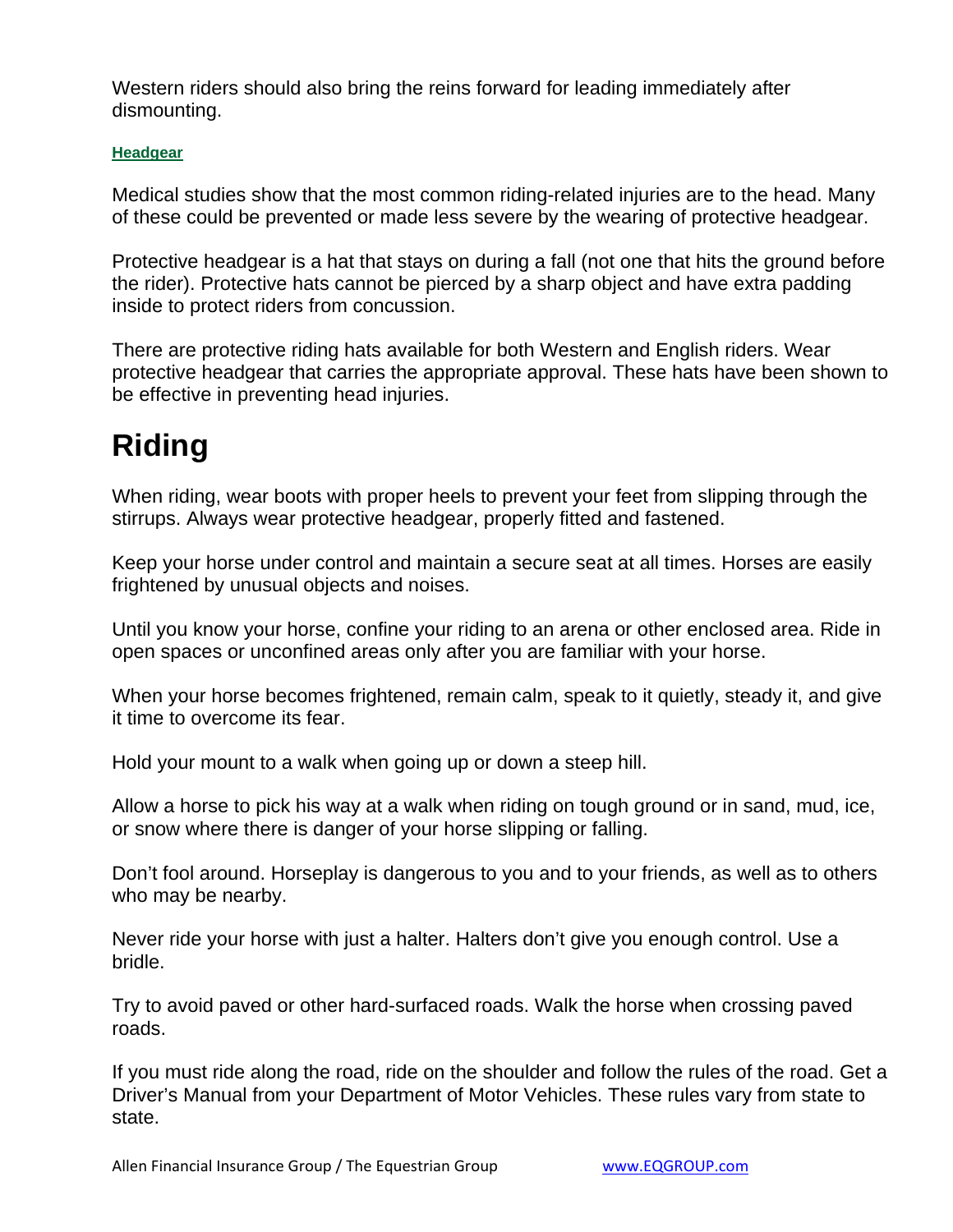Western riders should also bring the reins forward for leading immediately after dismounting.

### Headgear

Medical studies show that the most common riding-related injuries are to the head. Many of these could be prevented or made less severe by the wearing of protective headgear.

Protective headgear is a hat that stays on during a fall (not one that hits the ground before the rider). Protective hats cannot be pierced by a sharp object and have extra padding inside to protect riders from concussion.

There are protective riding hats available for both Western and English riders. Wear protective headgear that carries the appropriate approval. These hats have been shown to be effective in preventing head injuries.

# Riding

When riding, wear boots with proper heels to prevent your feet from slipping through the stirrups. Always wear protective headgear, properly fitted and fastened.

Keep your horse under control and maintain a secure seat at all times. Horses are easily frightened by unusual objects and noises.

Until you know your horse, confine your riding to an arena or other enclosed area. Ride in open spaces or unconfined areas only after you are familiar with your horse.

When your horse becomes frightened, remain calm, speak to it quietly, steady it, and give it time to overcome its fear.

Hold your mount to a walk when going up or down a steep hill.

Allow a horse to pick his way at a walk when riding on tough ground or in sand, mud, ice, or snow where there is danger of your horse slipping or falling.

Don't fool around. Horseplay is dangerous to you and to your friends, as well as to others who may be nearby.

Never ride your horse with just a halter. Halters don't give you enough control. Use a bridle.

Try to avoid paved or other hard-surfaced roads. Walk the horse when crossing paved roads.

If you must ride along the road, ride on the shoulder and follow the rules of the road. Get a Driver's Manual from your Department of Motor Vehicles. These rules vary from state to state.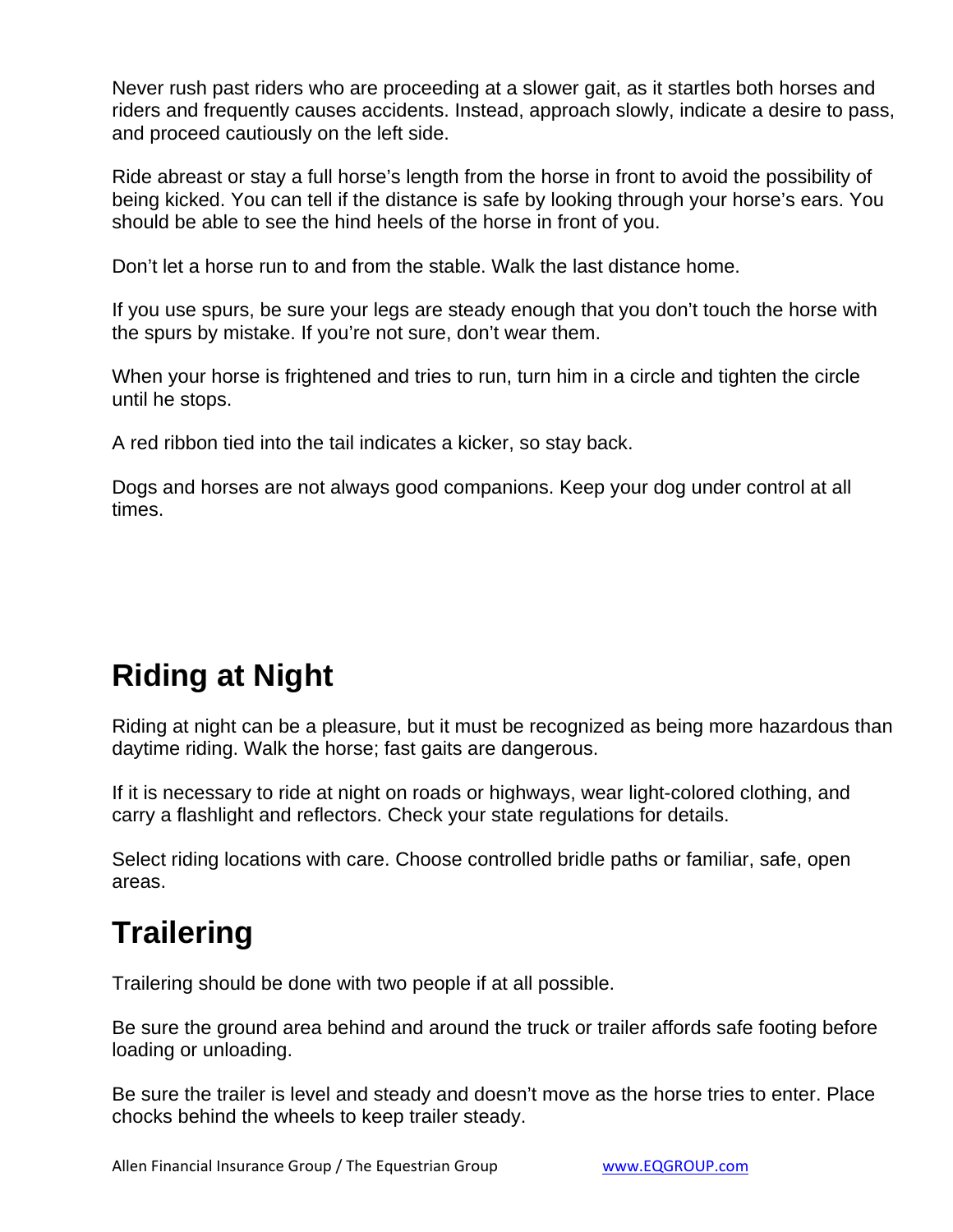Never rush past riders who are proceeding at a slower gait, as it startles both horses and riders and frequently causes accidents. Instead, approach slowly, indicate a desire to pass, and proceed cautiously on the left side.

Ride abreast or stay a full horse's length from the horse in front to avoid the possibility of being kicked. You can tell if the distance is safe by looking through your horse's ears. You should be able to see the hind heels of the horse in front of you.

Don't let a horse run to and from the stable. Walk the last distance home.

If you use spurs, be sure your legs are steady enough that you don't touch the horse with the spurs by mistake. If you're not sure, don't wear them.

When your horse is frightened and tries to run, turn him in a circle and tighten the circle until he stops.

A red ribbon tied into the tail indicates a kicker, so stay back.

Dogs and horses are not always good companions. Keep your dog under control at all times.

## Riding at Night

Riding at night can be a pleasure, but it must be recognized as being more hazardous than daytime riding. Walk the horse; fast gaits are dangerous.

If it is necessary to ride at night on roads or highways, wear light-colored clothing, and carry a flashlight and reflectors. Check your state regulations for details.

Select riding locations with care. Choose controlled bridle paths or familiar, safe, open areas.

## Trailering

Trailering should be done with two people if at all possible.

Be sure the ground area behind and around the truck or trailer affords safe footing before loading or unloading.

Be sure the trailer is level and steady and doesn't move as the horse tries to enter. Place chocks behind the wheels to keep trailer steady.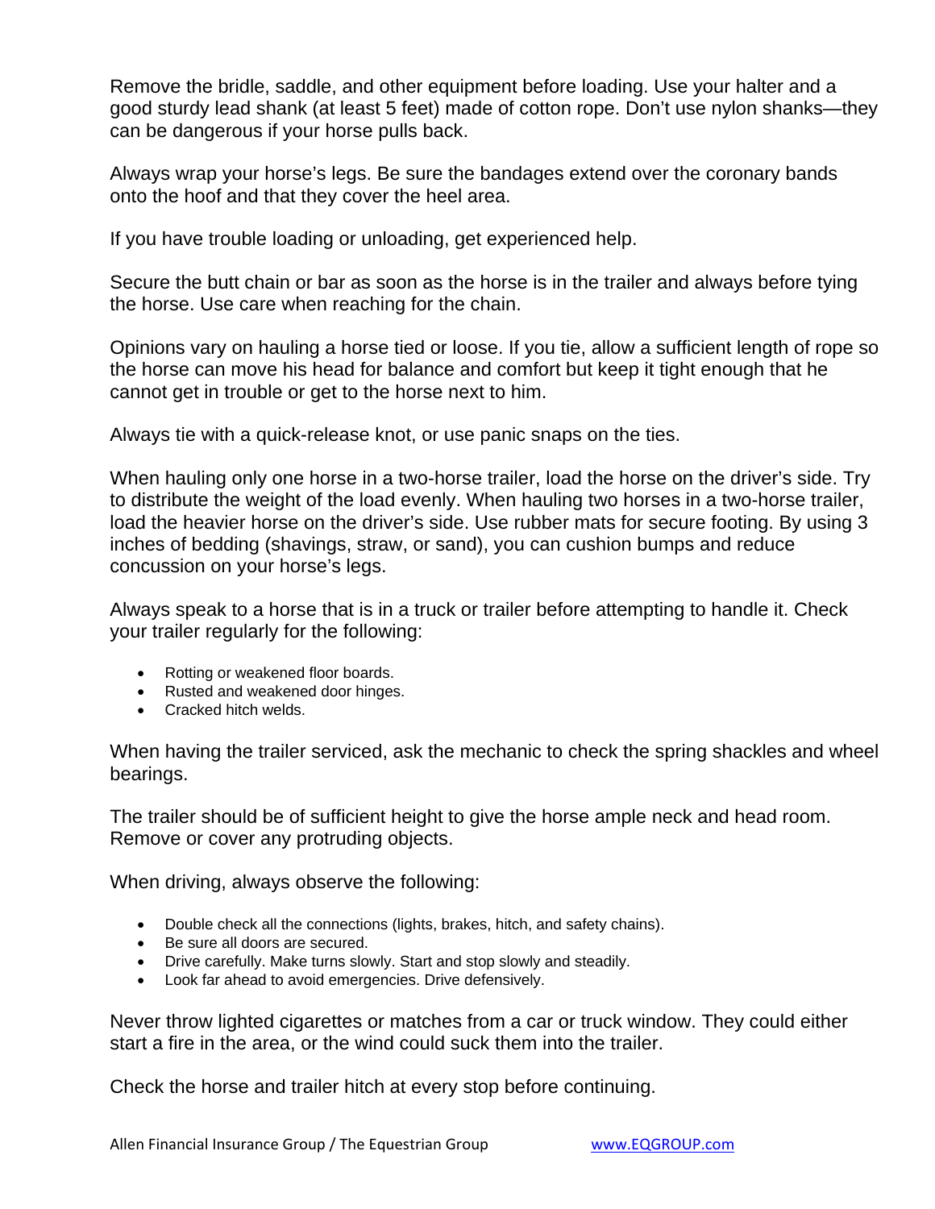Remove the bridle, saddle, and other equipment before loading. Use your halter and a good sturdy lead shank (at least 5 feet) made of cotton rope. Don't use nylon shanks—they can be dangerous if your horse pulls back.

Always wrap your horse's legs. Be sure the bandages extend over the coronary bands onto the hoof and that they cover the heel area.

If you have trouble loading or unloading, get experienced help.

Secure the butt chain or bar as soon as the horse is in the trailer and always before tying the horse. Use care when reaching for the chain.

Opinions vary on hauling a horse tied or loose. If you tie, allow a sufficient length of rope so the horse can move his head for balance and comfort but keep it tight enough that he cannot get in trouble or get to the horse next to him.

Always tie with a quick-release knot, or use panic snaps on the ties.

When hauling only one horse in a two-horse trailer, load the horse on the driver's side. Try to distribute the weight of the load evenly. When hauling two horses in a two-horse trailer, load the heavier horse on the driver's side. Use rubber mats for secure footing. By using 3 inches of bedding (shavings, straw, or sand), you can cushion bumps and reduce concussion on your horse's legs.

Always speak to a horse that is in a truck or trailer before attempting to handle it. Check your trailer regularly for the following:

- Rotting or weakened floor boards.
- Rusted and weakened door hinges.
- Cracked hitch welds.

When having the trailer serviced, ask the mechanic to check the spring shackles and wheel bearings.

The trailer should be of sufficient height to give the horse ample neck and head room. Remove or cover any protruding objects.

When driving, always observe the following:

- Double check all the connections (lights, brakes, hitch, and safety chains).
- Be sure all doors are secured.
- Drive carefully. Make turns slowly. Start and stop slowly and steadily.
- Look far ahead to avoid emergencies. Drive defensively.

Never throw lighted cigarettes or matches from a car or truck window. They could either start a fire in the area, or the wind could suck them into the trailer.

Check the horse and trailer hitch at every stop before continuing.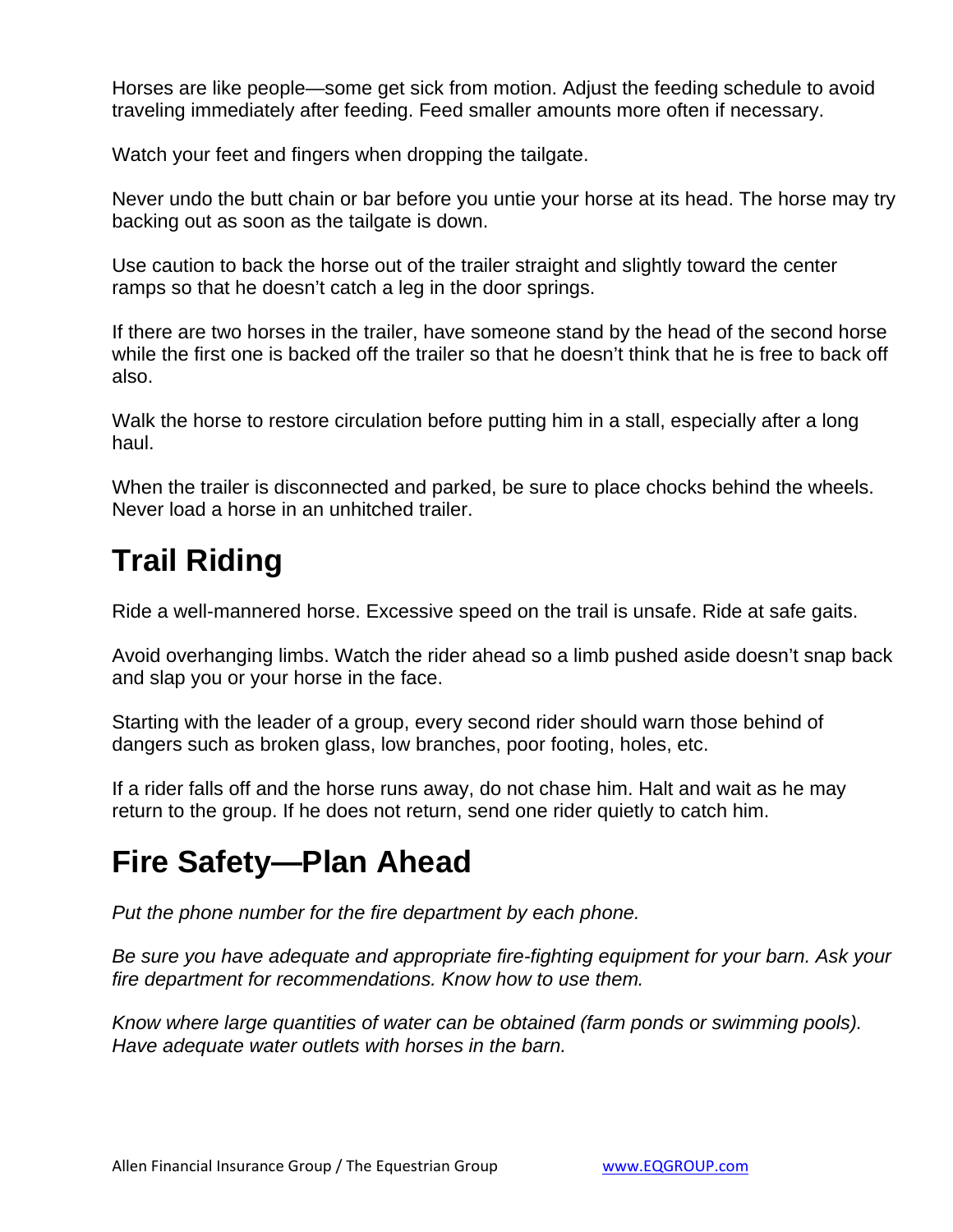Horses are like people—some get sick from motion. Adjust the feeding schedule to avoid traveling immediately after feeding. Feed smaller amounts more often if necessary.

Watch your feet and fingers when dropping the tailgate.

Never undo the butt chain or bar before you untie your horse at its head. The horse may try backing out as soon as the tailgate is down.

Use caution to back the horse out of the trailer straight and slightly toward the center ramps so that he doesn't catch a leg in the door springs.

If there are two horses in the trailer, have someone stand by the head of the second horse while the first one is backed off the trailer so that he doesn't think that he is free to back off also.

Walk the horse to restore circulation before putting him in a stall, especially after a long haul.

When the trailer is disconnected and parked, be sure to place chocks behind the wheels. Never load a horse in an unhitched trailer.

## Trail Riding

Ride a well-mannered horse. Excessive speed on the trail is unsafe. Ride at safe gaits.

Avoid overhanging limbs. Watch the rider ahead so a limb pushed aside doesn't snap back and slap you or your horse in the face.

Starting with the leader of a group, every second rider should warn those behind of dangers such as broken glass, low branches, poor footing, holes, etc.

If a rider falls off and the horse runs away, do not chase him. Halt and wait as he may return to the group. If he does not return, send one rider quietly to catch him.

## Fire Safety—Plan Ahead

*Put the phone number for the fire department by each phone.*

*Be sure you have adequate and appropriate fire-fighting equipment for your barn. Ask your fire department for recommendations. Know how to use them.*

*Know where large quantities of water can be obtained (farm ponds or swimming pools). Have adequate water outlets with horses in the barn.*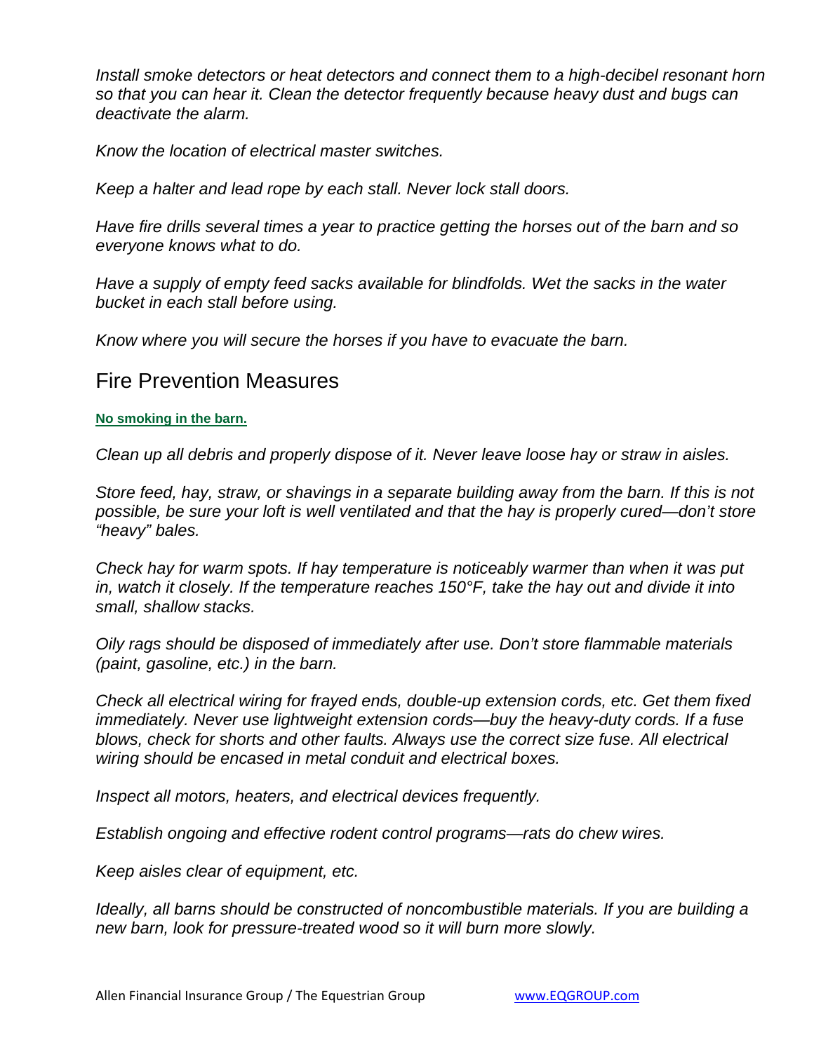*Install smoke detectors or heat detectors and connect them to a high-decibel resonant horn so that you can hear it. Clean the detector frequently because heavy dust and bugs can deactivate the alarm.*

*Know the location of electrical master switches.*

*Keep a halter and lead rope by each stall. Never lock stall doors.*

*Have fire drills several times a year to practice getting the horses out of the barn and so everyone knows what to do.*

*Have a supply of empty feed sacks available for blindfolds. Wet the sacks in the water bucket in each stall before using.*

*Know where you will secure the horses if you have to evacuate the barn.*

## Fire Prevention Measures

**No smoking in the barn.**

*Clean up all debris and properly dispose of it. Never leave loose hay or straw in aisles.*

*Store feed, hay, straw, or shavings in a separate building away from the barn. If this is not possible, be sure your loft is well ventilated and that the hay is properly cured—don't store "heavy" bales.*

*Check hay for warm spots. If hay temperature is noticeably warmer than when it was put in, watch it closely. If the temperature reaches 150°F, take the hay out and divide it into small, shallow stacks.*

*Oily rags should be disposed of immediately after use. Don't store flammable materials (paint, gasoline, etc.) in the barn.*

*Check all electrical wiring for frayed ends, double-up extension cords, etc. Get them fixed immediately. Never use lightweight extension cords—buy the heavy-duty cords. If a fuse blows, check for shorts and other faults. Always use the correct size fuse. All electrical wiring should be encased in metal conduit and electrical boxes.*

*Inspect all motors, heaters, and electrical devices frequently.*

*Establish ongoing and effective rodent control programs—rats do chew wires.*

*Keep aisles clear of equipment, etc.*

*Ideally, all barns should be constructed of noncombustible materials. If you are building a new barn, look for pressure-treated wood so it will burn more slowly.*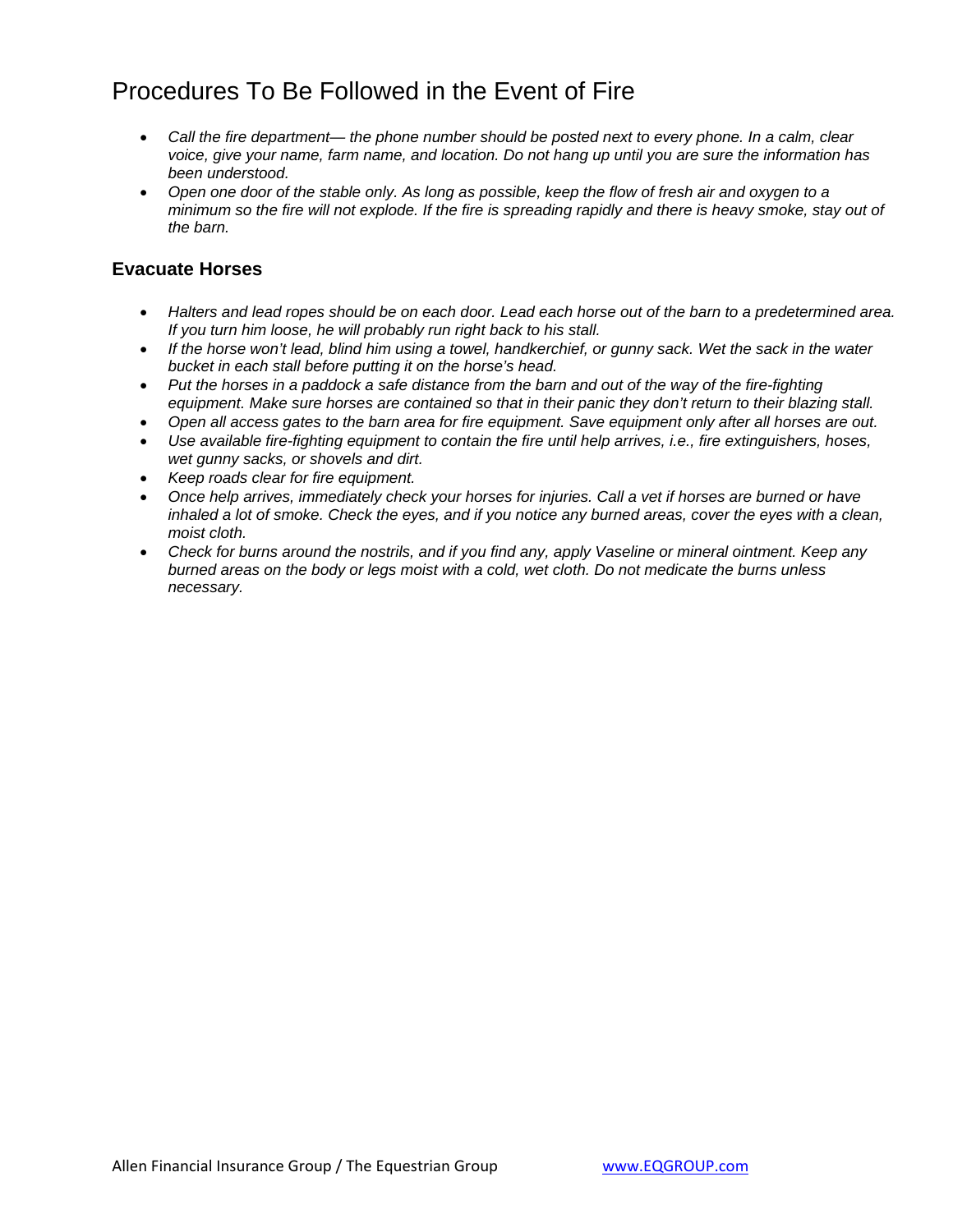# Procedures To Be Followed in the Event of Fire

- *Call the fire department— the phone number should be posted next to every phone. In a calm, clear voice, give your name, farm name, and location. Do not hang up until you are sure the information has been understood.*
- *Open one door of the stable only. As long as possible, keep the flow of fresh air and oxygen to a minimum so the fire will not explode. If the fire is spreading rapidly and there is heavy smoke, stay out of the barn.*

## Evacuate Horses

- *Halters and lead ropes should be on each door. Lead each horse out of the barn to a predetermined area. If you turn him loose, he will probably run right back to his stall.*
- *If the horse won't lead, blind him using a towel, handkerchief, or gunny sack. Wet the sack in the water bucket in each stall before putting it on the horse's head.*
- *Put the horses in a paddock a safe distance from the barn and out of the way of the fire-fighting equipment. Make sure horses are contained so that in their panic they don't return to their blazing stall.*
- *Open all access gates to the barn area for fire equipment. Save equipment only after all horses are out.*
- *Use available fire-fighting equipment to contain the fire until help arrives, i.e., fire extinguishers, hoses, wet gunny sacks, or shovels and dirt.*
- *Keep roads clear for fire equipment.*
- *Once help arrives, immediately check your horses for injuries. Call a vet if horses are burned or have inhaled a lot of smoke. Check the eyes, and if you notice any burned areas, cover the eyes with a clean, moist cloth.*
- *Check for burns around the nostrils, and if you find any, apply Vaseline or mineral ointment. Keep any burned areas on the body or legs moist with a cold, wet cloth. Do not medicate the burns unless necessary.*